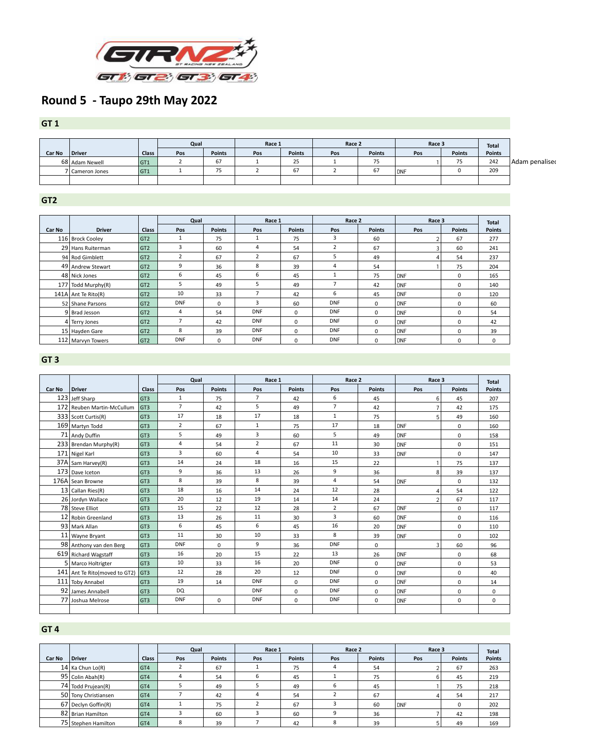# Round 5 - Taupo 29th May 2022

## GT 1

| Car No | Driver | Class | Qual | | Race 1 | | Race 2 | | Race 3 | | Total Points | |
|---|---|---|---|---|---|---|---|---|---|---|---|---|
| | | | Pos | Points | Pos | Points | Pos | Points | Pos | Points | | |
| 68 | Adam Newell | GT1 | 2 | 67 | 1 | 25 | 1 | 75 | 1 | 75 | 242 | Adam penalised |
| 7 | Cameron Jones | GT1 | 1 | 75 | 2 | 67 | 2 | 67 | DNF | 0 | 209 | |

## GT2

| Car No | Driver | Class | Qual | | Race 1 | | Race 2 | | Race 3 | | Total Points |
|---|---|---|---|---|---|---|---|---|---|---|---|
| | | | Pos | Points | Pos | Points | Pos | Points | Pos | Points | |
| 116 | Brock Cooley | GT2 | 1 | 75 | 1 | 75 | 3 | 60 | 2 | 67 | 277 |
| 29 | Hans Ruiterman | GT2 | 3 | 60 | 4 | 54 | 2 | 67 | 3 | 60 | 241 |
| 94 | Rod Gimblett | GT2 | 2 | 67 | 2 | 67 | 5 | 49 | 4 | 54 | 237 |
| 49 | Andrew Stewart | GT2 | 9 | 36 | 8 | 39 | 4 | 54 | 1 | 75 | 204 |
| 48 | Nick Jones | GT2 | 6 | 45 | 6 | 45 | 1 | 75 | DNF | 0 | 165 |
| 177 | Todd Murphy(R) | GT2 | 5 | 49 | 5 | 49 | 7 | 42 | DNF | 0 | 140 |
| 141A | Ant Te Rito(R) | GT2 | 10 | 33 | 7 | 42 | 6 | 45 | DNF | 0 | 120 |
| 52 | Shane Parsons | GT2 | DNF | 0 | 3 | 60 | DNF | 0 | DNF | 0 | 60 |
| 9 | Brad Jesson | GT2 | 4 | 54 | DNF | 0 | DNF | 0 | DNF | 0 | 54 |
| 4 | Terry Jones | GT2 | 7 | 42 | DNF | 0 | DNF | 0 | DNF | 0 | 42 |
| 15 | Hayden Gare | GT2 | 8 | 39 | DNF | 0 | DNF | 0 | DNF | 0 | 39 |
| 112 | Marvyn Towers | GT2 | DNF | 0 | DNF | 0 | DNF | 0 | DNF | 0 | 0 |

## GT 3

| Car No | Driver | Class | Qual | | Race 1 | | Race 2 | | Race 3 | | Total Points |
|---|---|---|---|---|---|---|---|---|---|---|---|
| | | | Pos | Points | Pos | Points | Pos | Points | Pos | Points | |
| 123 | Jeff Sharp | GT3 | 1 | 75 | 7 | 42 | 6 | 45 | 6 | 45 | 207 |
| 172 | Reuben Martin-McCullum | GT3 | 7 | 42 | 5 | 49 | 7 | 42 | 7 | 42 | 175 |
| 333 | Scott Curtis(R) | GT3 | 17 | 18 | 17 | 18 | 1 | 75 | 5 | 49 | 160 |
| 169 | Martyn Todd | GT3 | 2 | 67 | 1 | 75 | 17 | 18 | DNF | 0 | 160 |
| 71 | Andy Duffin | GT3 | 5 | 49 | 3 | 60 | 5 | 49 | DNF | 0 | 158 |
| 233 | Brendan Murphy(R) | GT3 | 4 | 54 | 2 | 67 | 11 | 30 | DNF | 0 | 151 |
| 171 | Nigel Karl | GT3 | 3 | 60 | 4 | 54 | 10 | 33 | DNF | 0 | 147 |
| 37A | Sam Harvey(R) | GT3 | 14 | 24 | 18 | 16 | 15 | 22 | 1 | 75 | 137 |
| 173 | Dave Iceton | GT3 | 9 | 36 | 13 | 26 | 9 | 36 | 8 | 39 | 137 |
| 176A | Sean Browne | GT3 | 8 | 39 | 8 | 39 | 4 | 54 | DNF | 0 | 132 |
| 13 | Callan Ries(R) | GT3 | 18 | 16 | 14 | 24 | 12 | 28 | 4 | 54 | 122 |
| 26 | Jordyn Wallace | GT3 | 20 | 12 | 19 | 14 | 14 | 24 | 2 | 67 | 117 |
| 78 | Steve Elliot | GT3 | 15 | 22 | 12 | 28 | 2 | 67 | DNF | 0 | 117 |
| 12 | Robin Greenland | GT3 | 13 | 26 | 11 | 30 | 3 | 60 | DNF | 0 | 116 |
| 93 | Mark Allan | GT3 | 6 | 45 | 6 | 45 | 16 | 20 | DNF | 0 | 110 |
| 11 | Wayne Bryant | GT3 | 11 | 30 | 10 | 33 | 8 | 39 | DNF | 0 | 102 |
| 98 | Anthony van den Berg | GT3 | DNF | 0 | 9 | 36 | DNF | 0 | 3 | 60 | 96 |
| 619 | Richard Wagstaff | GT3 | 16 | 20 | 15 | 22 | 13 | 26 | DNF | 0 | 68 |
| 5 | Marco Holtrigter | GT3 | 10 | 33 | 16 | 20 | DNF | 0 | DNF | 0 | 53 |
| 141 | Ant Te Rito(moved to GT2) | GT3 | 12 | 28 | 20 | 12 | DNF | 0 | DNF | 0 | 40 |
| 111 | Toby Annabel | GT3 | 19 | 14 | DNF | 0 | DNF | 0 | DNF | 0 | 14 |
| 92 | James Annabell | GT3 | DQ | | DNF | 0 | DNF | 0 | DNF | 0 | 0 |
| 77 | Joshua Melrose | GT3 | DNF | 0 | DNF | 0 | DNF | 0 | DNF | 0 | 0 |

## GT 4

| Car No | Driver | Class | Qual | | Race 1 | | Race 2 | | Race 3 | | Total Points |
|---|---|---|---|---|---|---|---|---|---|---|---|
| | | | Pos | Points | Pos | Points | Pos | Points | Pos | Points | |
| 14 | Ka Chun Lo(R) | GT4 | 2 | 67 | 1 | 75 | 4 | 54 | 2 | 67 | 263 |
| 95 | Colin Abah(R) | GT4 | 4 | 54 | 6 | 45 | 1 | 75 | 6 | 45 | 219 |
| 74 | Todd Prujean(R) | GT4 | 5 | 49 | 5 | 49 | 6 | 45 | 1 | 75 | 218 |
| 50 | Tony Christiansen | GT4 | 7 | 42 | 4 | 54 | 2 | 67 | 4 | 54 | 217 |
| 67 | Declyn Goffin(R) | GT4 | 1 | 75 | 2 | 67 | 3 | 60 | DNF | 0 | 202 |
| 82 | Brian Hamilton | GT4 | 3 | 60 | 3 | 60 | 9 | 36 | 7 | 42 | 198 |
| 75 | Stephen Hamilton | GT4 | 8 | 39 | 7 | 42 | 8 | 39 | 5 | 49 | 169 |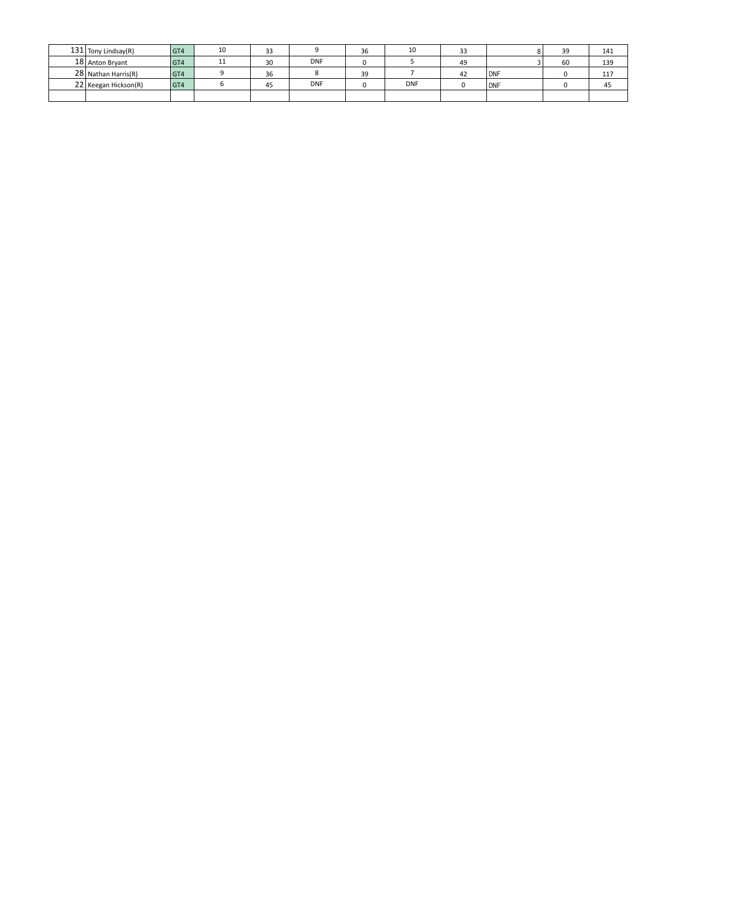| | | | | | | | | | | | |
|---|---|---|---|---|---|---|---|---|---|---|---|
| 131 | Tony Lindsay(R) | GT4 | 10 | 33 | 9 | 36 | 10 | 33 | 8 | 39 | 141 |
| 18 | Anton Bryant | GT4 | 11 | 30 | DNF | 0 | 5 | 49 | 3 | 60 | 139 |
| 28 | Nathan Harris(R) | GT4 | 9 | 36 | 8 | 39 | 7 | 42 | DNF | 0 | 117 |
| 22 | Keegan Hickson(R) | GT4 | 6 | 45 | DNF | 0 | DNF | 0 | DNF | 0 | 45 |
| | | | | | | | | | | | |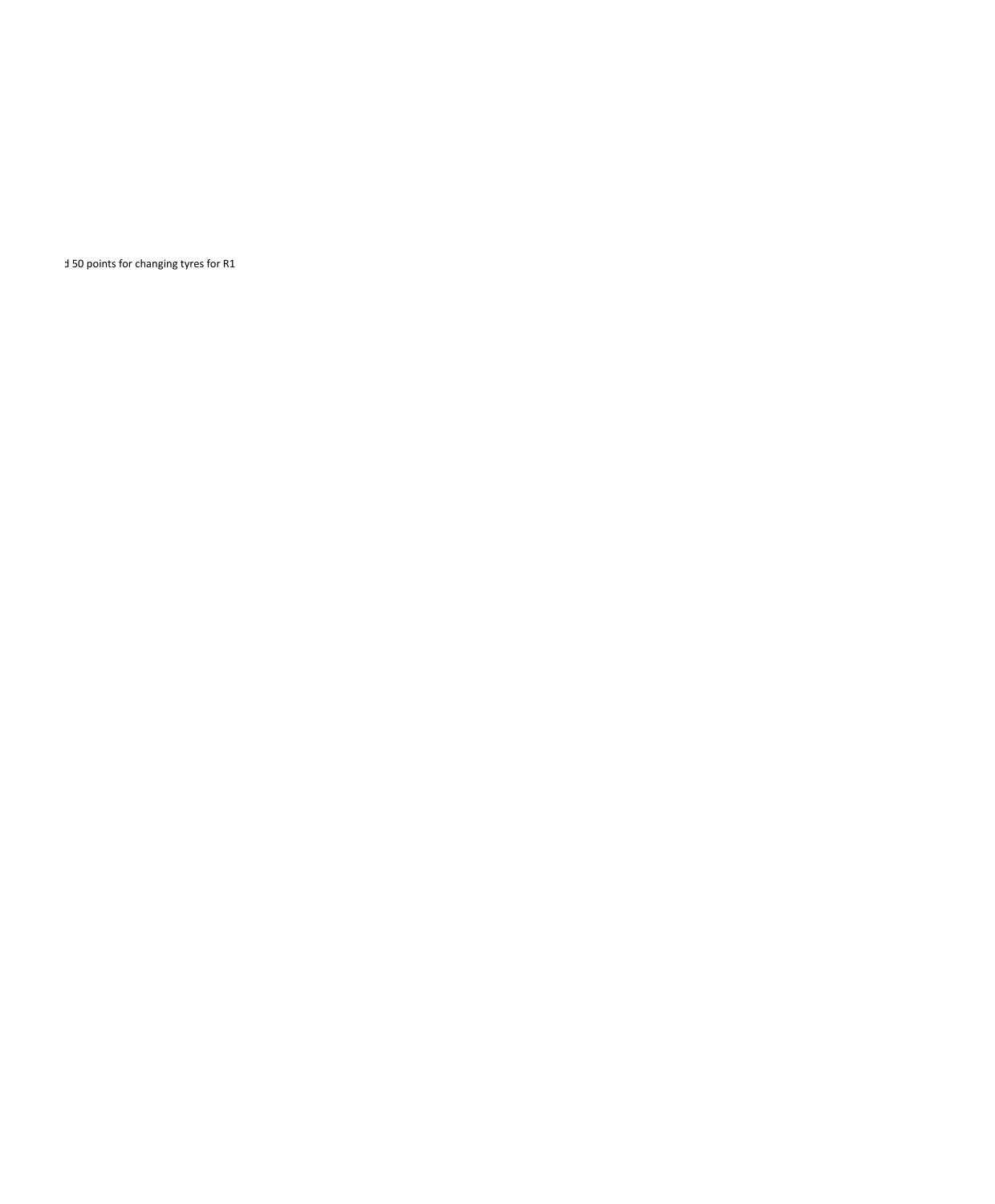d 50 points for changing tyres for R1